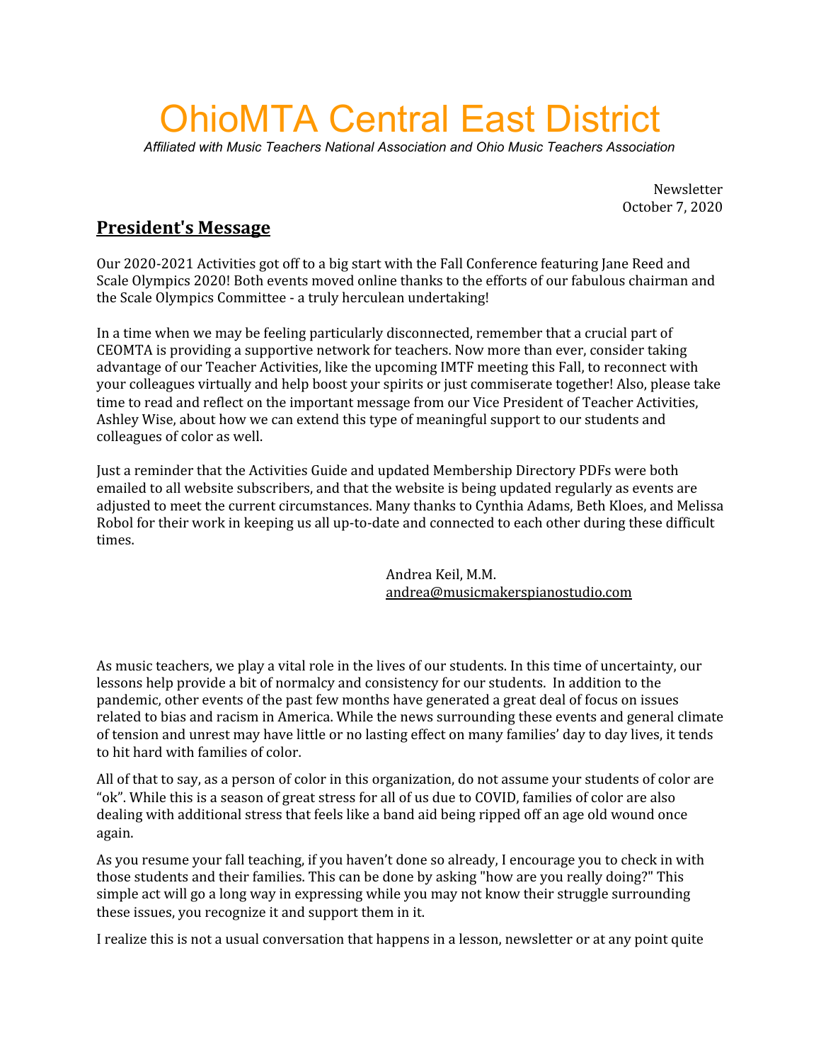# OhioMTA Central East District

*Affiliated with Music Teachers National Association and Ohio Music Teachers Association*

Newsletter
October 7, 2020

## President's Message

Our 2020-2021 Activities got off to a big start with the Fall Conference featuring Jane Reed and Scale Olympics 2020! Both events moved online thanks to the efforts of our fabulous chairman and the Scale Olympics Committee - a truly herculean undertaking!

In a time when we may be feeling particularly disconnected, remember that a crucial part of CEOMTA is providing a supportive network for teachers. Now more than ever, consider taking advantage of our Teacher Activities, like the upcoming IMTF meeting this Fall, to reconnect with your colleagues virtually and help boost your spirits or just commiserate together! Also, please take time to read and reflect on the important message from our Vice President of Teacher Activities, Ashley Wise, about how we can extend this type of meaningful support to our students and colleagues of color as well.

Just a reminder that the Activities Guide and updated Membership Directory PDFs were both emailed to all website subscribers, and that the website is being updated regularly as events are adjusted to meet the current circumstances. Many thanks to Cynthia Adams, Beth Kloes, and Melissa Robol for their work in keeping us all up-to-date and connected to each other during these difficult times.

Andrea Keil, M.M.
andrea@musicmakerspianostudio.com

As music teachers, we play a vital role in the lives of our students. In this time of uncertainty, our lessons help provide a bit of normalcy and consistency for our students. In addition to the pandemic, other events of the past few months have generated a great deal of focus on issues related to bias and racism in America. While the news surrounding these events and general climate of tension and unrest may have little or no lasting effect on many families' day to day lives, it tends to hit hard with families of color.

All of that to say, as a person of color in this organization, do not assume your students of color are "ok". While this is a season of great stress for all of us due to COVID, families of color are also dealing with additional stress that feels like a band aid being ripped off an age old wound once again.

As you resume your fall teaching, if you haven't done so already, I encourage you to check in with those students and their families. This can be done by asking "how are you really doing?" This simple act will go a long way in expressing while you may not know their struggle surrounding these issues, you recognize it and support them in it.

I realize this is not a usual conversation that happens in a lesson, newsletter or at any point quite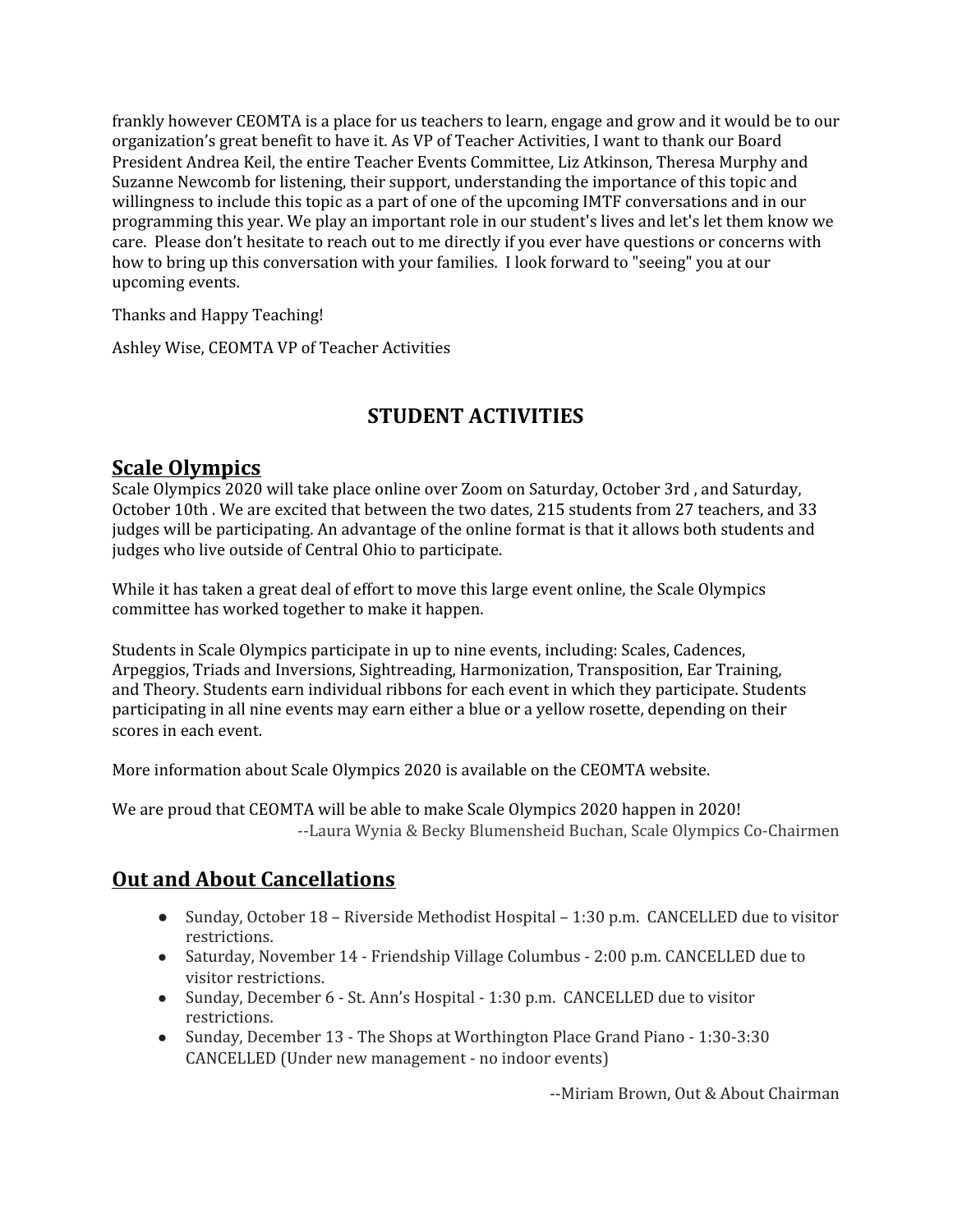frankly however CEOMTA is a place for us teachers to learn, engage and grow and it would be to our organization's great benefit to have it. As VP of Teacher Activities, I want to thank our Board President Andrea Keil, the entire Teacher Events Committee, Liz Atkinson, Theresa Murphy and Suzanne Newcomb for listening, their support, understanding the importance of this topic and willingness to include this topic as a part of one of the upcoming IMTF conversations and in our programming this year. We play an important role in our student's lives and let's let them know we care. Please don't hesitate to reach out to me directly if you ever have questions or concerns with how to bring up this conversation with your families. I look forward to "seeing" you at our upcoming events.

Thanks and Happy Teaching!

Ashley Wise, CEOMTA VP of Teacher Activities

## STUDENT ACTIVITIES

### Scale Olympics

Scale Olympics 2020 will take place online over Zoom on Saturday, October 3rd , and Saturday, October 10th . We are excited that between the two dates, 215 students from 27 teachers, and 33 judges will be participating. An advantage of the online format is that it allows both students and judges who live outside of Central Ohio to participate.

While it has taken a great deal of effort to move this large event online, the Scale Olympics committee has worked together to make it happen.

Students in Scale Olympics participate in up to nine events, including: Scales, Cadences, Arpeggios, Triads and Inversions, Sightreading, Harmonization, Transposition, Ear Training, and Theory. Students earn individual ribbons for each event in which they participate. Students participating in all nine events may earn either a blue or a yellow rosette, depending on their scores in each event.

More information about Scale Olympics 2020 is available on the CEOMTA website.

We are proud that CEOMTA will be able to make Scale Olympics 2020 happen in 2020!

--Laura Wynia & Becky Blumensheid Buchan, Scale Olympics Co-Chairmen

### Out and About Cancellations

- Sunday, October 18 – Riverside Methodist Hospital – 1:30 p.m. CANCELLED due to visitor restrictions.
- Saturday, November 14 - Friendship Village Columbus - 2:00 p.m. CANCELLED due to visitor restrictions.
- Sunday, December 6 - St. Ann's Hospital - 1:30 p.m. CANCELLED due to visitor restrictions.
- Sunday, December 13 - The Shops at Worthington Place Grand Piano - 1:30-3:30 CANCELLED (Under new management - no indoor events)

--Miriam Brown, Out & About Chairman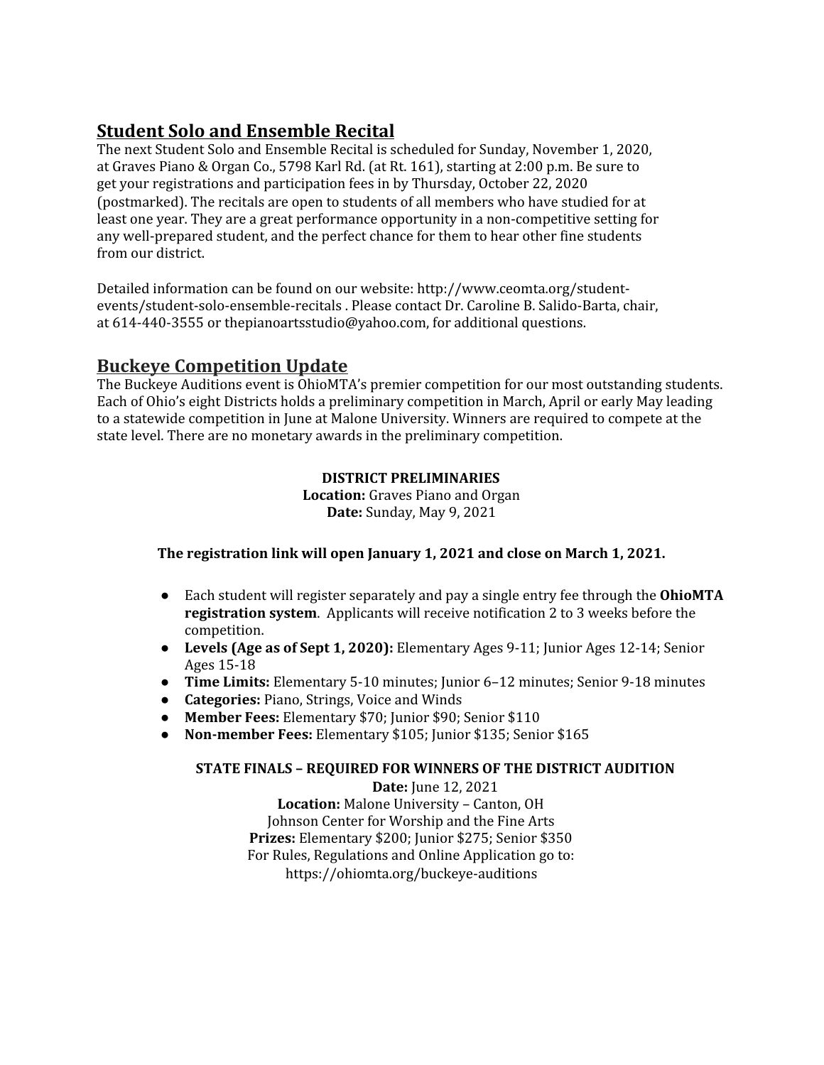## Student Solo and Ensemble Recital

The next Student Solo and Ensemble Recital is scheduled for Sunday, November 1, 2020, at Graves Piano & Organ Co., 5798 Karl Rd. (at Rt. 161), starting at 2:00 p.m. Be sure to get your registrations and participation fees in by Thursday, October 22, 2020 (postmarked). The recitals are open to students of all members who have studied for at least one year. They are a great performance opportunity in a non-competitive setting for any well-prepared student, and the perfect chance for them to hear other fine students from our district.

Detailed information can be found on our website: http://www.ceomta.org/student-events/student-solo-ensemble-recitals . Please contact Dr. Caroline B. Salido-Barta, chair, at 614-440-3555 or thepianoartsstudio@yahoo.com, for additional questions.

## Buckeye Competition Update

The Buckeye Auditions event is OhioMTA's premier competition for our most outstanding students. Each of Ohio's eight Districts holds a preliminary competition in March, April or early May leading to a statewide competition in June at Malone University. Winners are required to compete at the state level. There are no monetary awards in the preliminary competition.

**DISTRICT PRELIMINARIES**
**Location:** Graves Piano and Organ
**Date:** Sunday, May 9, 2021

**The registration link will open January 1, 2021 and close on March 1, 2021.**

- Each student will register separately and pay a single entry fee through the **OhioMTA registration system**. Applicants will receive notification 2 to 3 weeks before the competition.
- **Levels (Age as of Sept 1, 2020):** Elementary Ages 9-11; Junior Ages 12-14; Senior Ages 15-18
- **Time Limits:** Elementary 5-10 minutes; Junior 6–12 minutes; Senior 9-18 minutes
- **Categories:** Piano, Strings, Voice and Winds
- **Member Fees:** Elementary $70; Junior $90; Senior $110
- **Non-member Fees:** Elementary $105; Junior $135; Senior $165

**STATE FINALS – REQUIRED FOR WINNERS OF THE DISTRICT AUDITION**
**Date:** June 12, 2021
**Location:** Malone University – Canton, OH
Johnson Center for Worship and the Fine Arts
**Prizes:** Elementary $200; Junior $275; Senior $350
For Rules, Regulations and Online Application go to:
https://ohiomta.org/buckeye-auditions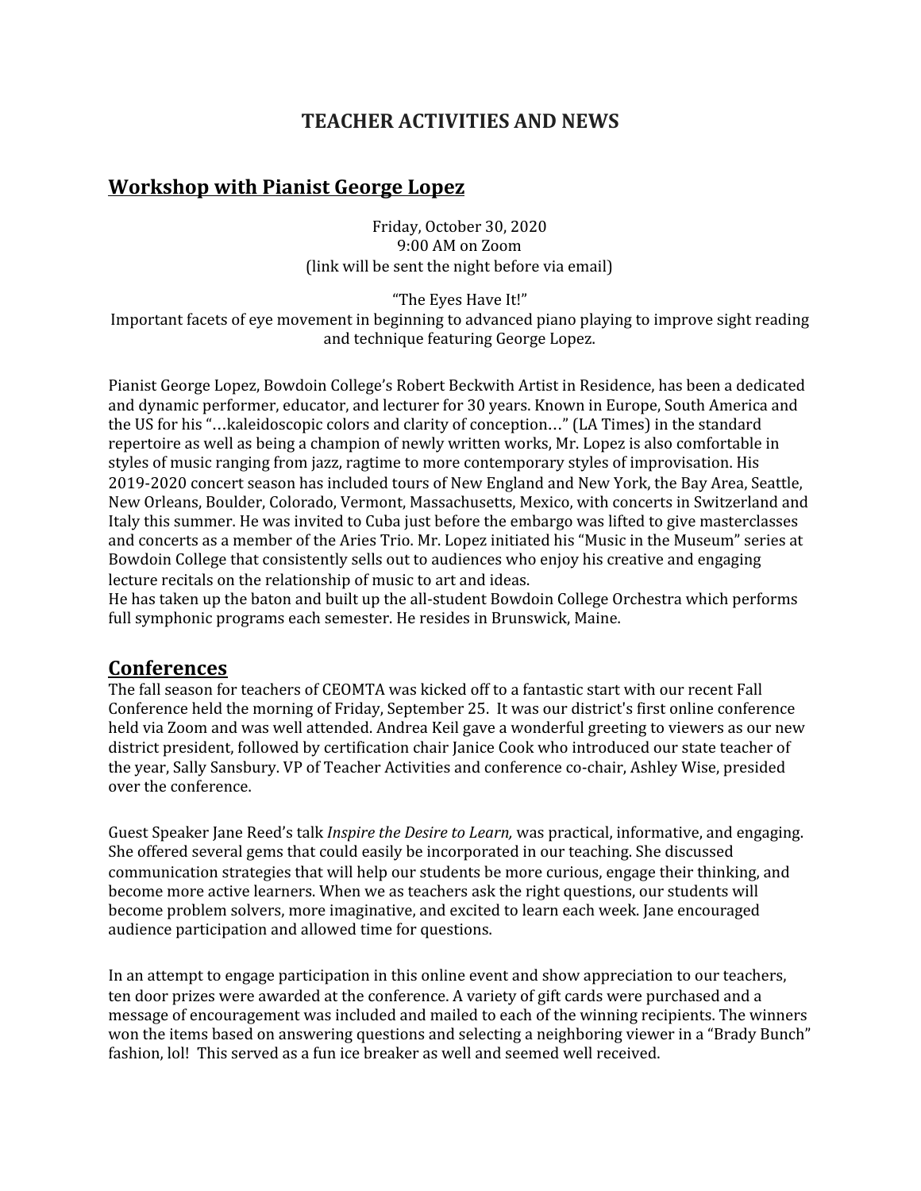# TEACHER ACTIVITIES AND NEWS

## Workshop with Pianist George Lopez

Friday, October 30, 2020
9:00 AM on Zoom
(link will be sent the night before via email)

"The Eyes Have It!"
Important facets of eye movement in beginning to advanced piano playing to improve sight reading and technique featuring George Lopez.

Pianist George Lopez, Bowdoin College's Robert Beckwith Artist in Residence, has been a dedicated and dynamic performer, educator, and lecturer for 30 years. Known in Europe, South America and the US for his "…kaleidoscopic colors and clarity of conception…" (LA Times) in the standard repertoire as well as being a champion of newly written works, Mr. Lopez is also comfortable in styles of music ranging from jazz, ragtime to more contemporary styles of improvisation. His 2019-2020 concert season has included tours of New England and New York, the Bay Area, Seattle, New Orleans, Boulder, Colorado, Vermont, Massachusetts, Mexico, with concerts in Switzerland and Italy this summer. He was invited to Cuba just before the embargo was lifted to give masterclasses and concerts as a member of the Aries Trio. Mr. Lopez initiated his "Music in the Museum" series at Bowdoin College that consistently sells out to audiences who enjoy his creative and engaging lecture recitals on the relationship of music to art and ideas.
He has taken up the baton and built up the all-student Bowdoin College Orchestra which performs full symphonic programs each semester. He resides in Brunswick, Maine.

## Conferences

The fall season for teachers of CEOMTA was kicked off to a fantastic start with our recent Fall Conference held the morning of Friday, September 25. It was our district's first online conference held via Zoom and was well attended. Andrea Keil gave a wonderful greeting to viewers as our new district president, followed by certification chair Janice Cook who introduced our state teacher of the year, Sally Sansbury. VP of Teacher Activities and conference co-chair, Ashley Wise, presided over the conference.

Guest Speaker Jane Reed's talk *Inspire the Desire to Learn,* was practical, informative, and engaging. She offered several gems that could easily be incorporated in our teaching. She discussed communication strategies that will help our students be more curious, engage their thinking, and become more active learners. When we as teachers ask the right questions, our students will become problem solvers, more imaginative, and excited to learn each week. Jane encouraged audience participation and allowed time for questions.

In an attempt to engage participation in this online event and show appreciation to our teachers, ten door prizes were awarded at the conference. A variety of gift cards were purchased and a message of encouragement was included and mailed to each of the winning recipients. The winners won the items based on answering questions and selecting a neighboring viewer in a "Brady Bunch" fashion, lol! This served as a fun ice breaker as well and seemed well received.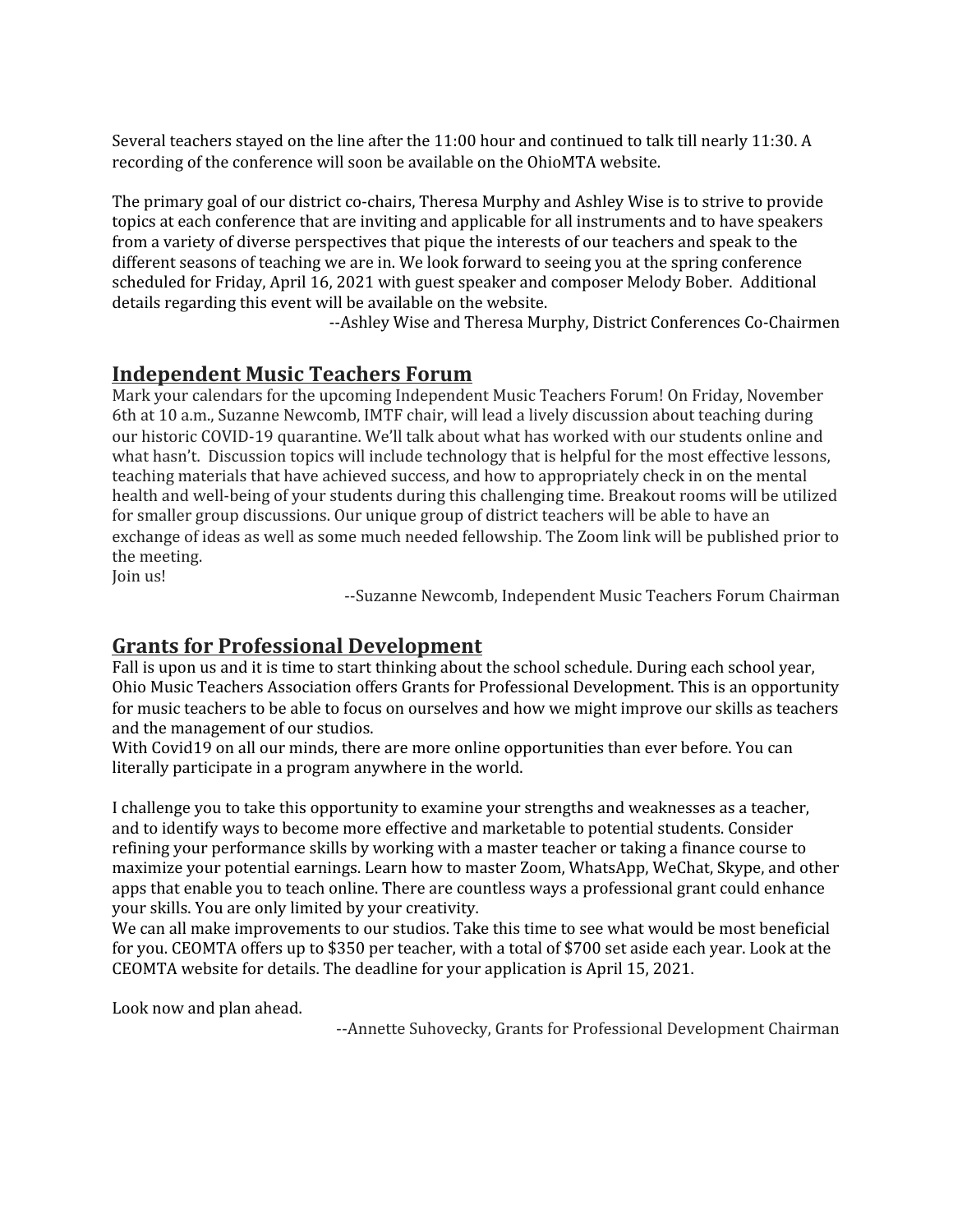Several teachers stayed on the line after the 11:00 hour and continued to talk till nearly 11:30. A recording of the conference will soon be available on the OhioMTA website.

The primary goal of our district co-chairs, Theresa Murphy and Ashley Wise is to strive to provide topics at each conference that are inviting and applicable for all instruments and to have speakers from a variety of diverse perspectives that pique the interests of our teachers and speak to the different seasons of teaching we are in. We look forward to seeing you at the spring conference scheduled for Friday, April 16, 2021 with guest speaker and composer Melody Bober. Additional details regarding this event will be available on the website.

--Ashley Wise and Theresa Murphy, District Conferences Co-Chairmen

## Independent Music Teachers Forum

Mark your calendars for the upcoming Independent Music Teachers Forum! On Friday, November 6th at 10 a.m., Suzanne Newcomb, IMTF chair, will lead a lively discussion about teaching during our historic COVID-19 quarantine. We'll talk about what has worked with our students online and what hasn't. Discussion topics will include technology that is helpful for the most effective lessons, teaching materials that have achieved success, and how to appropriately check in on the mental health and well-being of your students during this challenging time. Breakout rooms will be utilized for smaller group discussions. Our unique group of district teachers will be able to have an exchange of ideas as well as some much needed fellowship. The Zoom link will be published prior to the meeting.
Join us!

--Suzanne Newcomb, Independent Music Teachers Forum Chairman

## Grants for Professional Development

Fall is upon us and it is time to start thinking about the school schedule. During each school year, Ohio Music Teachers Association offers Grants for Professional Development. This is an opportunity for music teachers to be able to focus on ourselves and how we might improve our skills as teachers and the management of our studios.
With Covid19 on all our minds, there are more online opportunities than ever before. You can literally participate in a program anywhere in the world.

I challenge you to take this opportunity to examine your strengths and weaknesses as a teacher, and to identify ways to become more effective and marketable to potential students. Consider refining your performance skills by working with a master teacher or taking a finance course to maximize your potential earnings. Learn how to master Zoom, WhatsApp, WeChat, Skype, and other apps that enable you to teach online. There are countless ways a professional grant could enhance your skills. You are only limited by your creativity.
We can all make improvements to our studios. Take this time to see what would be most beneficial for you. CEOMTA offers up to $350 per teacher, with a total of $700 set aside each year. Look at the CEOMTA website for details. The deadline for your application is April 15, 2021.

Look now and plan ahead.

--Annette Suhovecky, Grants for Professional Development Chairman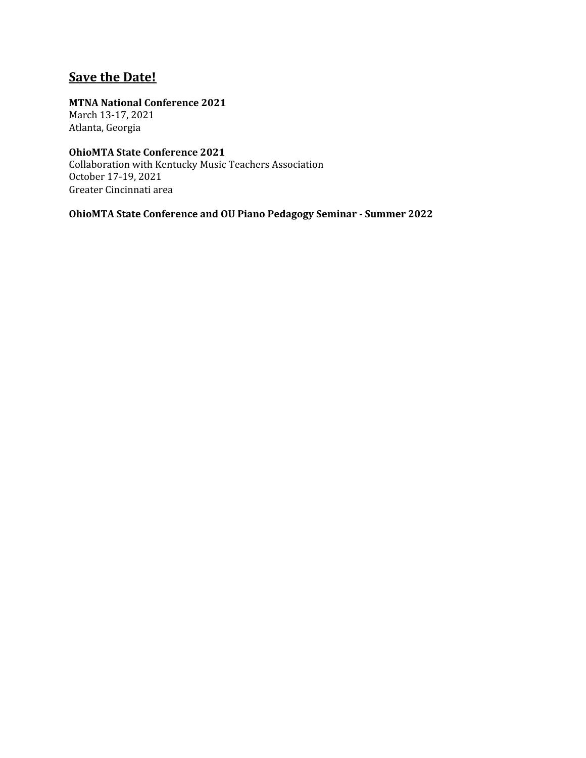## <u>Save the Date!</u>

**MTNA National Conference 2021**
March 13-17, 2021
Atlanta, Georgia

**OhioMTA State Conference 2021**
Collaboration with Kentucky Music Teachers Association
October 17-19, 2021
Greater Cincinnati area

**OhioMTA State Conference and OU Piano Pedagogy Seminar - Summer 2022**